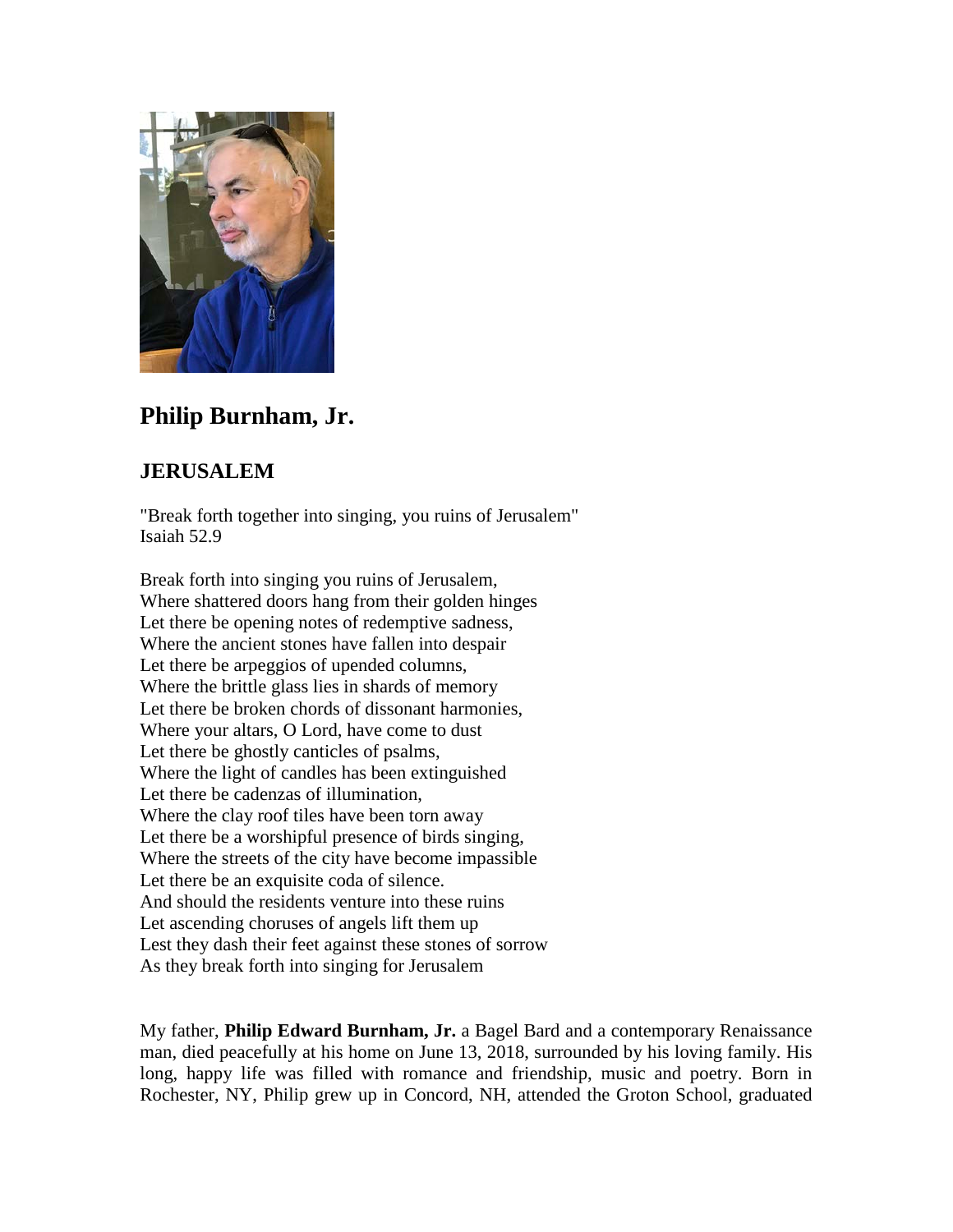## Philip Burnham, Jr.

### JERUSALEM

"Break forth together into singing, you ruins of Jerusalem"  
Isaiah 52.9

Break forth into singing you ruins of Jerusalem,  
Where shattered doors hang from their golden hinges  
Let there be opening notes of redemptive sadness,  
Where the ancient stones have fallen into despair  
Let there be arpeggios of upended columns,  
Where the brittle glass lies in shards of memory  
Let there be broken chords of dissonant harmonies,  
Where your altars, O Lord, have come to dust  
Let there be ghostly canticles of psalms,  
Where the light of candles has been extinguished  
Let there be cadenzas of illumination,  
Where the clay roof tiles have been torn away  
Let there be a worshipful presence of birds singing,  
Where the streets of the city have become impassible  
Let there be an exquisite coda of silence.  
And should the residents venture into these ruins  
Let ascending choruses of angels lift them up  
Lest they dash their feet against these stones of sorrow  
As they break forth into singing for Jerusalem

My father, **Philip Edward Burnham, Jr.** a Bagel Bard and a contemporary Renaissance man, died peacefully at his home on June 13, 2018, surrounded by his loving family. His long, happy life was filled with romance and friendship, music and poetry. Born in Rochester, NY, Philip grew up in Concord, NH, attended the Groton School, graduated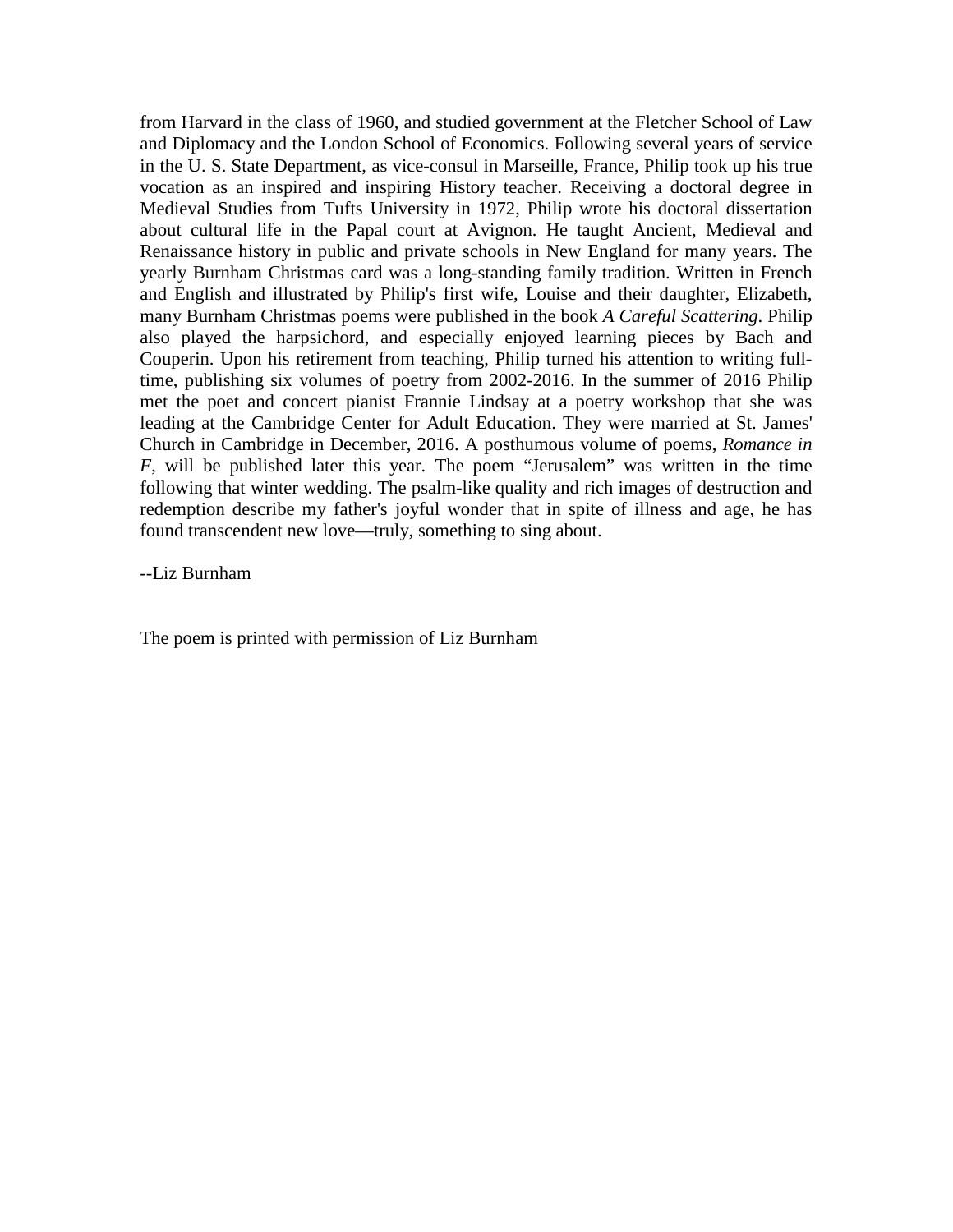from Harvard in the class of 1960, and studied government at the Fletcher School of Law and Diplomacy and the London School of Economics. Following several years of service in the U. S. State Department, as vice-consul in Marseille, France, Philip took up his true vocation as an inspired and inspiring History teacher. Receiving a doctoral degree in Medieval Studies from Tufts University in 1972, Philip wrote his doctoral dissertation about cultural life in the Papal court at Avignon. He taught Ancient, Medieval and Renaissance history in public and private schools in New England for many years. The yearly Burnham Christmas card was a long-standing family tradition. Written in French and English and illustrated by Philip's first wife, Louise and their daughter, Elizabeth, many Burnham Christmas poems were published in the book *A Careful Scattering*. Philip also played the harpsichord, and especially enjoyed learning pieces by Bach and Couperin. Upon his retirement from teaching, Philip turned his attention to writing full-time, publishing six volumes of poetry from 2002-2016. In the summer of 2016 Philip met the poet and concert pianist Frannie Lindsay at a poetry workshop that she was leading at the Cambridge Center for Adult Education. They were married at St. James' Church in Cambridge in December, 2016. A posthumous volume of poems, *Romance in F*, will be published later this year. The poem "Jerusalem" was written in the time following that winter wedding. The psalm-like quality and rich images of destruction and redemption describe my father's joyful wonder that in spite of illness and age, he has found transcendent new love—truly, something to sing about.

--Liz Burnham

The poem is printed with permission of Liz Burnham